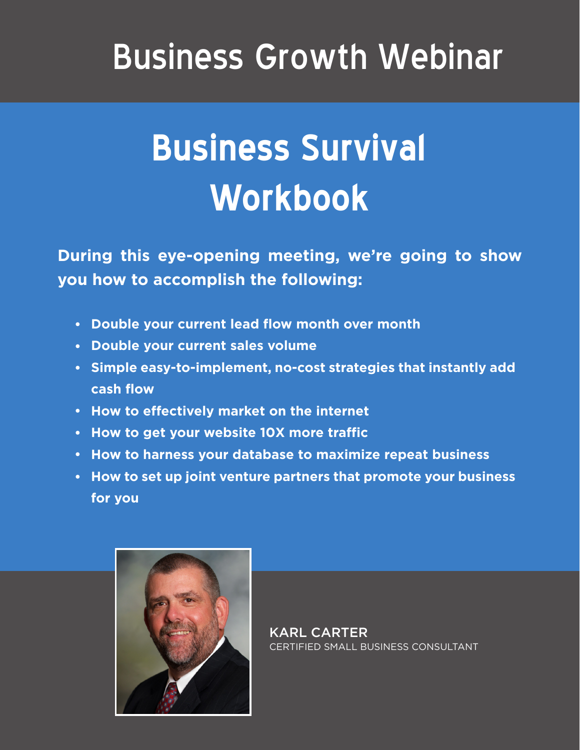# Business Growth Webinar

## Business Survival Workbook

**During this eye-opening meeting, we're going to show you how to accomplish the following:**

- **Double your current lead flow month over month**
- **Double your current sales volume**
- **Simple easy-to-implement, no-cost strategies that instantly add cash flow**
- **How to effectively market on the internet**
- **How to get your website 10X more traffic**
- **How to harness your database to maximize repeat business**
- **How to set up joint venture partners that promote your business for you**

KARL CARTER
CERTIFIED SMALL BUSINESS CONSULTANT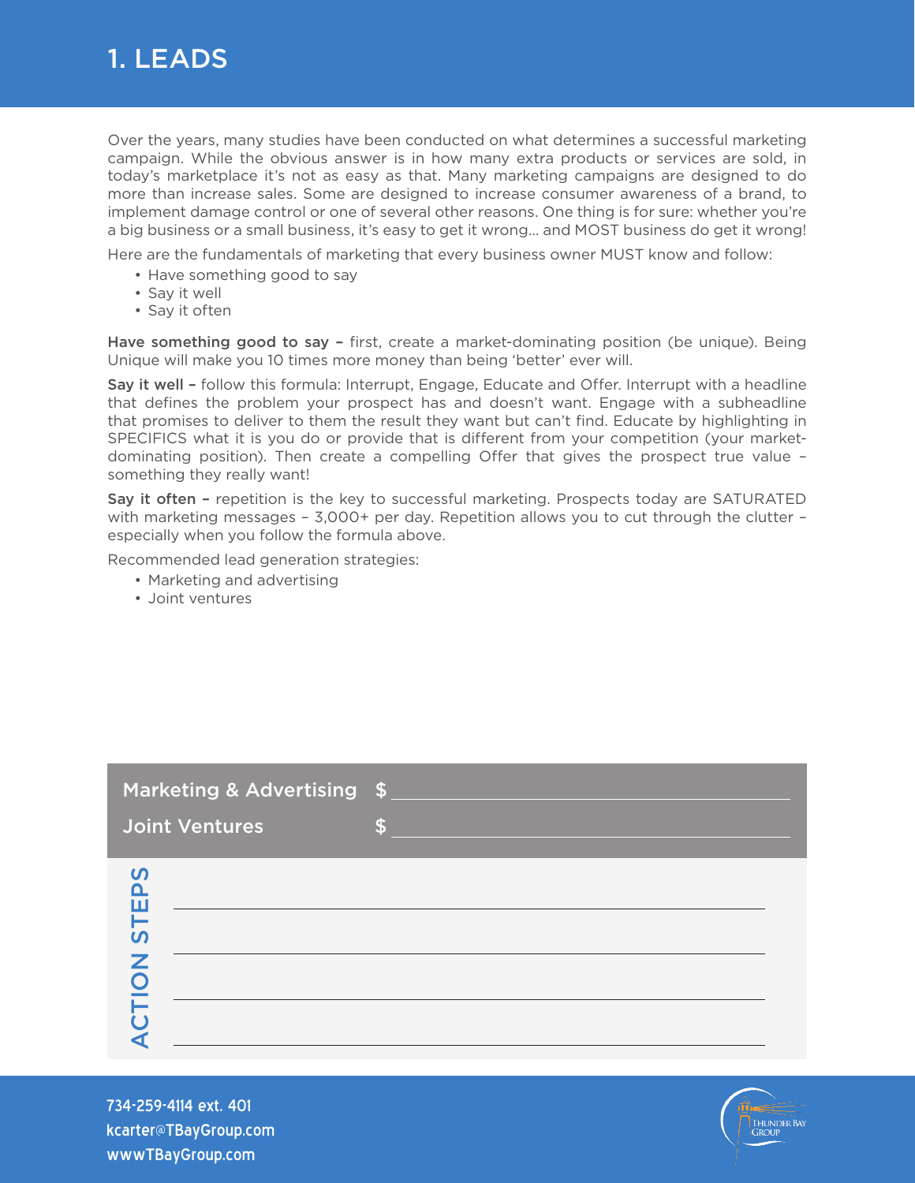# 1. LEADS

Over the years, many studies have been conducted on what determines a successful marketing campaign. While the obvious answer is in how many extra products or services are sold, in today's marketplace it's not as easy as that. Many marketing campaigns are designed to do more than increase sales. Some are designed to increase consumer awareness of a brand, to implement damage control or one of several other reasons. One thing is for sure: whether you're a big business or a small business, it's easy to get it wrong… and MOST business do get it wrong!

Here are the fundamentals of marketing that every business owner MUST know and follow:

- Have something good to say
- Say it well
- Say it often

**Have something good to say –** first, create a market-dominating position (be unique). Being Unique will make you 10 times more money than being 'better' ever will.

**Say it well –** follow this formula: Interrupt, Engage, Educate and Offer. Interrupt with a headline that defines the problem your prospect has and doesn't want. Engage with a subheadline that promises to deliver to them the result they want but can't find. Educate by highlighting in SPECIFICS what it is you do or provide that is different from your competition (your market-dominating position). Then create a compelling Offer that gives the prospect true value – something they really want!

**Say it often –** repetition is the key to successful marketing. Prospects today are SATURATED with marketing messages – 3,000+ per day. Repetition allows you to cut through the clutter – especially when you follow the formula above.

Recommended lead generation strategies:

- Marketing and advertising
- Joint ventures

**Marketing & Advertising** $ ______________________

**Joint Ventures** $ ______________________

**ACTION STEPS**

______________________

______________________

______________________

______________________

734-259-4114 ext. 401
kcarter@TBayGroup.com
wwwTBayGroup.com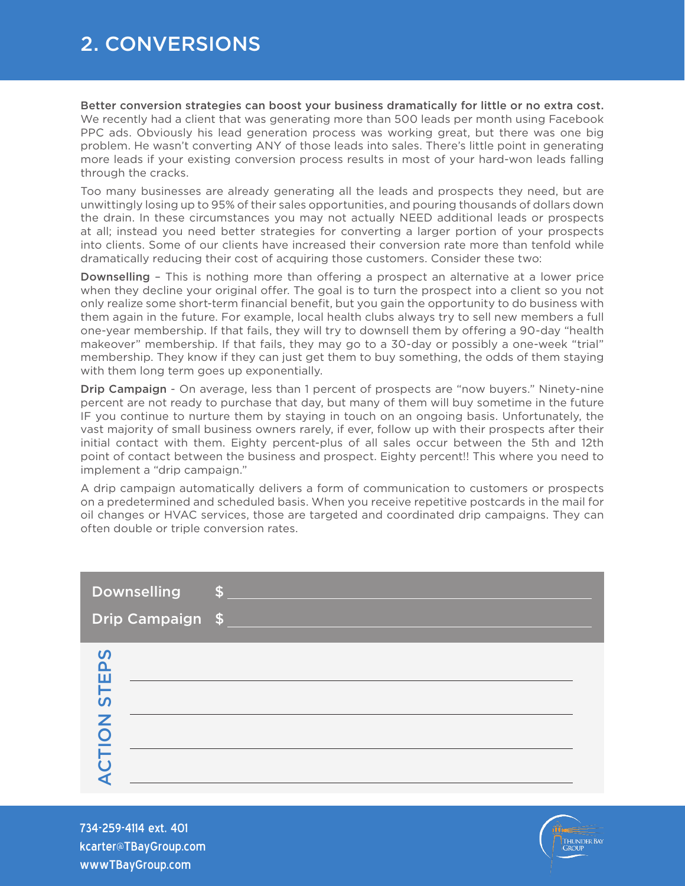# 2. CONVERSIONS

**Better conversion strategies can boost your business dramatically for little or no extra cost.** We recently had a client that was generating more than 500 leads per month using Facebook PPC ads. Obviously his lead generation process was working great, but there was one big problem. He wasn't converting ANY of those leads into sales. There's little point in generating more leads if your existing conversion process results in most of your hard-won leads falling through the cracks.

Too many businesses are already generating all the leads and prospects they need, but are unwittingly losing up to 95% of their sales opportunities, and pouring thousands of dollars down the drain. In these circumstances you may not actually NEED additional leads or prospects at all; instead you need better strategies for converting a larger portion of your prospects into clients. Some of our clients have increased their conversion rate more than tenfold while dramatically reducing their cost of acquiring those customers. Consider these two:

**Downselling** – This is nothing more than offering a prospect an alternative at a lower price when they decline your original offer. The goal is to turn the prospect into a client so you not only realize some short-term financial benefit, but you gain the opportunity to do business with them again in the future. For example, local health clubs always try to sell new members a full one-year membership. If that fails, they will try to downsell them by offering a 90-day "health makeover" membership. If that fails, they may go to a 30-day or possibly a one-week "trial" membership. They know if they can just get them to buy something, the odds of them staying with them long term goes up exponentially.

**Drip Campaign** - On average, less than 1 percent of prospects are "now buyers." Ninety-nine percent are not ready to purchase that day, but many of them will buy sometime in the future IF you continue to nurture them by staying in touch on an ongoing basis. Unfortunately, the vast majority of small business owners rarely, if ever, follow up with their prospects after their initial contact with them. Eighty percent-plus of all sales occur between the 5th and 12th point of contact between the business and prospect. Eighty percent!! This where you need to implement a "drip campaign."

A drip campaign automatically delivers a form of communication to customers or prospects on a predetermined and scheduled basis. When you receive repetitive postcards in the mail for oil changes or HVAC services, those are targeted and coordinated drip campaigns. They can often double or triple conversion rates.

**Downselling** $ ______________________________

**Drip Campaign** $ ______________________________

**ACTION STEPS**

______________________________

______________________________

______________________________

______________________________

734-259-4114 ext. 401
kcarter@TBayGroup.com
wwwTBayGroup.com

THUNDER BAY GROUP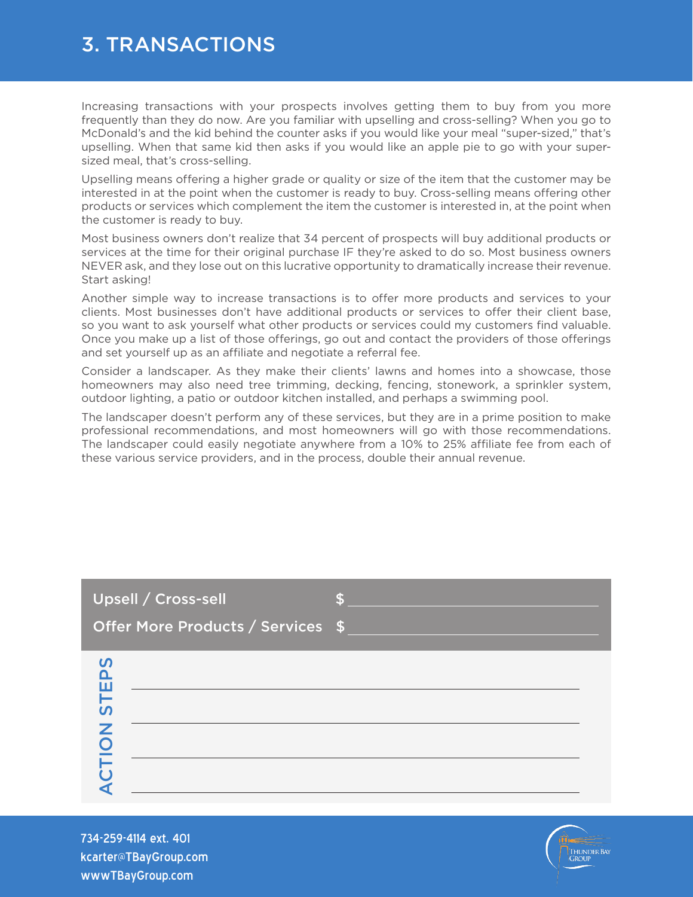# 3. TRANSACTIONS

Increasing transactions with your prospects involves getting them to buy from you more frequently than they do now. Are you familiar with upselling and cross-selling? When you go to McDonald's and the kid behind the counter asks if you would like your meal "super-sized," that's upselling. When that same kid then asks if you would like an apple pie to go with your super-sized meal, that's cross-selling.

Upselling means offering a higher grade or quality or size of the item that the customer may be interested in at the point when the customer is ready to buy. Cross-selling means offering other products or services which complement the item the customer is interested in, at the point when the customer is ready to buy.

Most business owners don't realize that 34 percent of prospects will buy additional products or services at the time for their original purchase IF they're asked to do so. Most business owners NEVER ask, and they lose out on this lucrative opportunity to dramatically increase their revenue. Start asking!

Another simple way to increase transactions is to offer more products and services to your clients. Most businesses don't have additional products or services to offer their client base, so you want to ask yourself what other products or services could my customers find valuable. Once you make up a list of those offerings, go out and contact the providers of those offerings and set yourself up as an affiliate and negotiate a referral fee.

Consider a landscaper. As they make their clients' lawns and homes into a showcase, those homeowners may also need tree trimming, decking, fencing, stonework, a sprinkler system, outdoor lighting, a patio or outdoor kitchen installed, and perhaps a swimming pool.

The landscaper doesn't perform any of these services, but they are in a prime position to make professional recommendations, and most homeowners will go with those recommendations. The landscaper could easily negotiate anywhere from a 10% to 25% affiliate fee from each of these various service providers, and in the process, double their annual revenue.

Upsell / Cross-sell $ ______________________

Offer More Products / Services $ ______________________

**ACTION STEPS**

______________________

______________________

______________________

______________________

734-259-4114 ext. 401
kcarter@TBayGroup.com
wwwTBayGroup.com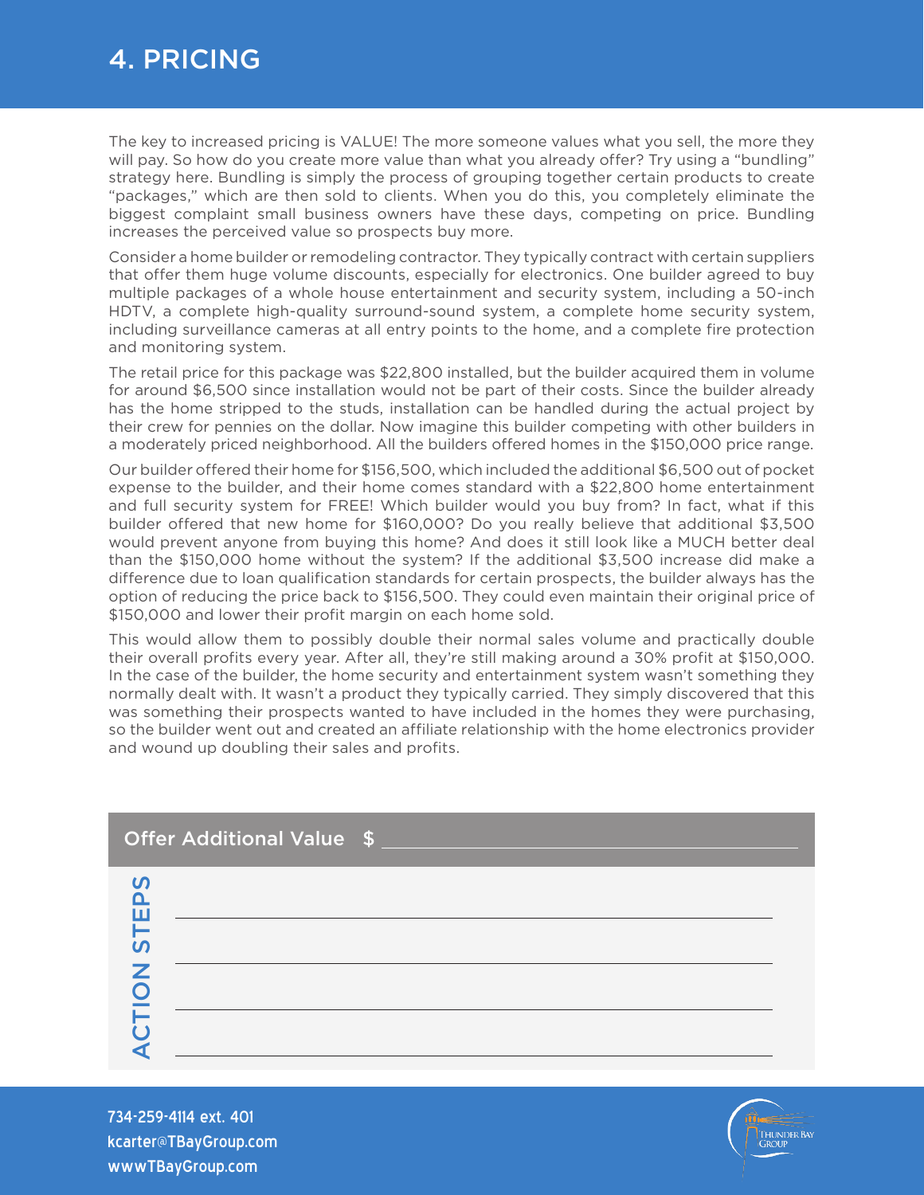# 4. PRICING

The key to increased pricing is VALUE! The more someone values what you sell, the more they will pay. So how do you create more value than what you already offer? Try using a "bundling" strategy here. Bundling is simply the process of grouping together certain products to create "packages," which are then sold to clients. When you do this, you completely eliminate the biggest complaint small business owners have these days, competing on price. Bundling increases the perceived value so prospects buy more.

Consider a home builder or remodeling contractor. They typically contract with certain suppliers that offer them huge volume discounts, especially for electronics. One builder agreed to buy multiple packages of a whole house entertainment and security system, including a 50-inch HDTV, a complete high-quality surround-sound system, a complete home security system, including surveillance cameras at all entry points to the home, and a complete fire protection and monitoring system.

The retail price for this package was $22,800 installed, but the builder acquired them in volume for around $6,500 since installation would not be part of their costs. Since the builder already has the home stripped to the studs, installation can be handled during the actual project by their crew for pennies on the dollar. Now imagine this builder competing with other builders in a moderately priced neighborhood. All the builders offered homes in the $150,000 price range.

Our builder offered their home for $156,500, which included the additional $6,500 out of pocket expense to the builder, and their home comes standard with a $22,800 home entertainment and full security system for FREE! Which builder would you buy from? In fact, what if this builder offered that new home for $160,000? Do you really believe that additional $3,500 would prevent anyone from buying this home? And does it still look like a MUCH better deal than the $150,000 home without the system? If the additional $3,500 increase did make a difference due to loan qualification standards for certain prospects, the builder always has the option of reducing the price back to $156,500. They could even maintain their original price of $150,000 and lower their profit margin on each home sold.

This would allow them to possibly double their normal sales volume and practically double their overall profits every year. After all, they're still making around a 30% profit at $150,000. In the case of the builder, the home security and entertainment system wasn't something they normally dealt with. It wasn't a product they typically carried. They simply discovered that this was something their prospects wanted to have included in the homes they were purchasing, so the builder went out and created an affiliate relationship with the home electronics provider and wound up doubling their sales and profits.

**Offer Additional Value $** ________________________

**ACTION STEPS**

________________________

________________________

________________________

________________________

734-259-4114 ext. 401
kcarter@TBayGroup.com
wwwTBayGroup.com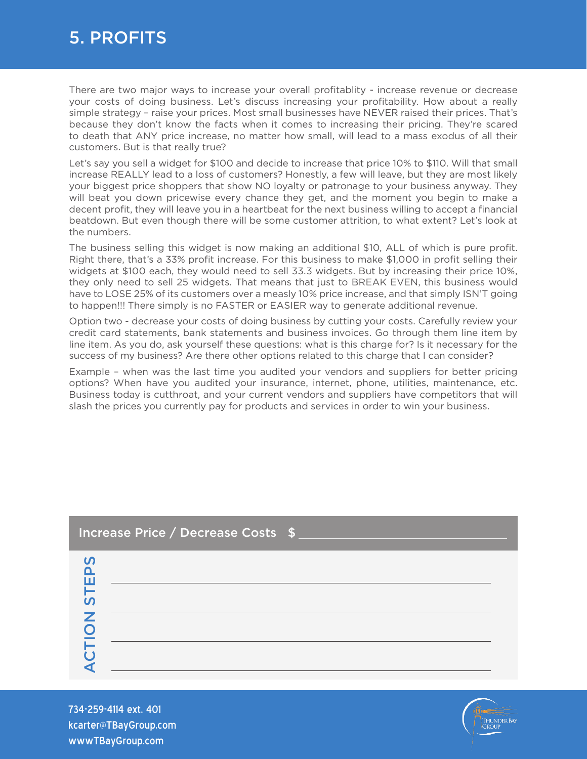# 5. PROFITS

There are two major ways to increase your overall profitablity - increase revenue or decrease your costs of doing business. Let's discuss increasing your profitability. How about a really simple strategy – raise your prices. Most small businesses have NEVER raised their prices. That's because they don't know the facts when it comes to increasing their pricing. They're scared to death that ANY price increase, no matter how small, will lead to a mass exodus of all their customers. But is that really true?

Let's say you sell a widget for $100 and decide to increase that price 10% to $110. Will that small increase REALLY lead to a loss of customers? Honestly, a few will leave, but they are most likely your biggest price shoppers that show NO loyalty or patronage to your business anyway. They will beat you down pricewise every chance they get, and the moment you begin to make a decent profit, they will leave you in a heartbeat for the next business willing to accept a financial beatdown. But even though there will be some customer attrition, to what extent? Let's look at the numbers.

The business selling this widget is now making an additional $10, ALL of which is pure profit. Right there, that's a 33% profit increase. For this business to make $1,000 in profit selling their widgets at $100 each, they would need to sell 33.3 widgets. But by increasing their price 10%, they only need to sell 25 widgets. That means that just to BREAK EVEN, this business would have to LOSE 25% of its customers over a measly 10% price increase, and that simply ISN'T going to happen!!! There simply is no FASTER or EASIER way to generate additional revenue.

Option two - decrease your costs of doing business by cutting your costs. Carefully review your credit card statements, bank statements and business invoices. Go through them line item by line item. As you do, ask yourself these questions: what is this charge for? Is it necessary for the success of my business? Are there other options related to this charge that I can consider?

Example – when was the last time you audited your vendors and suppliers for better pricing options? When have you audited your insurance, internet, phone, utilities, maintenance, etc. Business today is cutthroat, and your current vendors and suppliers have competitors that will slash the prices you currently pay for products and services in order to win your business.

**Increase Price / Decrease Costs $ ____________________**

**ACTION STEPS**

____________________

____________________

____________________

____________________

734-259-4114 ext. 401
kcarter@TBayGroup.com
wwwTBayGroup.com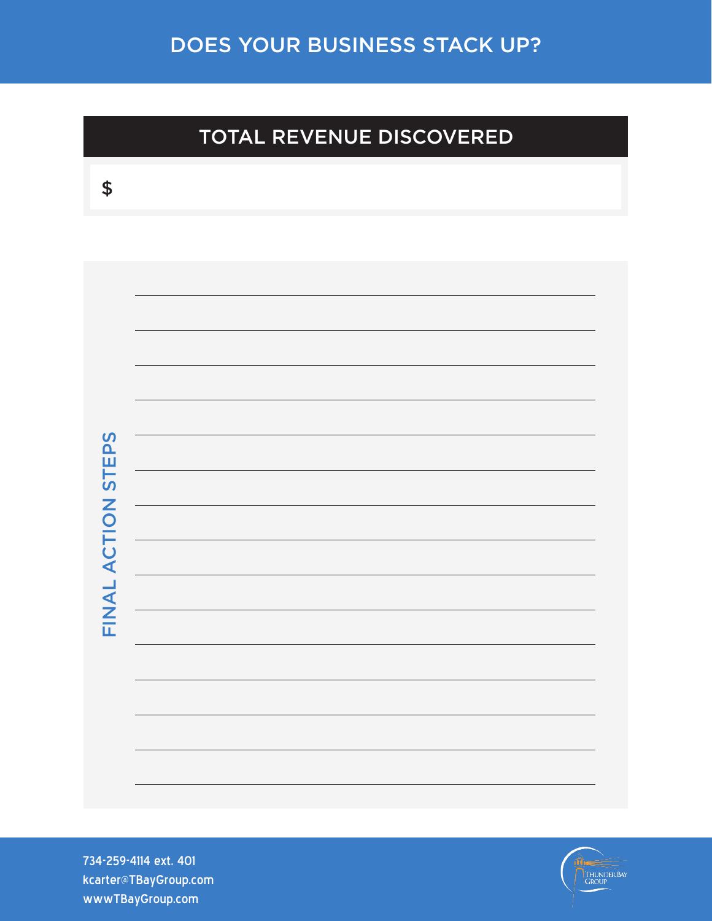# DOES YOUR BUSINESS STACK UP?

## TOTAL REVENUE DISCOVERED

$

## FINAL ACTION STEPS

734-259-4114 ext. 401
kcarter@TBayGroup.com
wwwTBayGroup.com

THUNDER BAY GROUP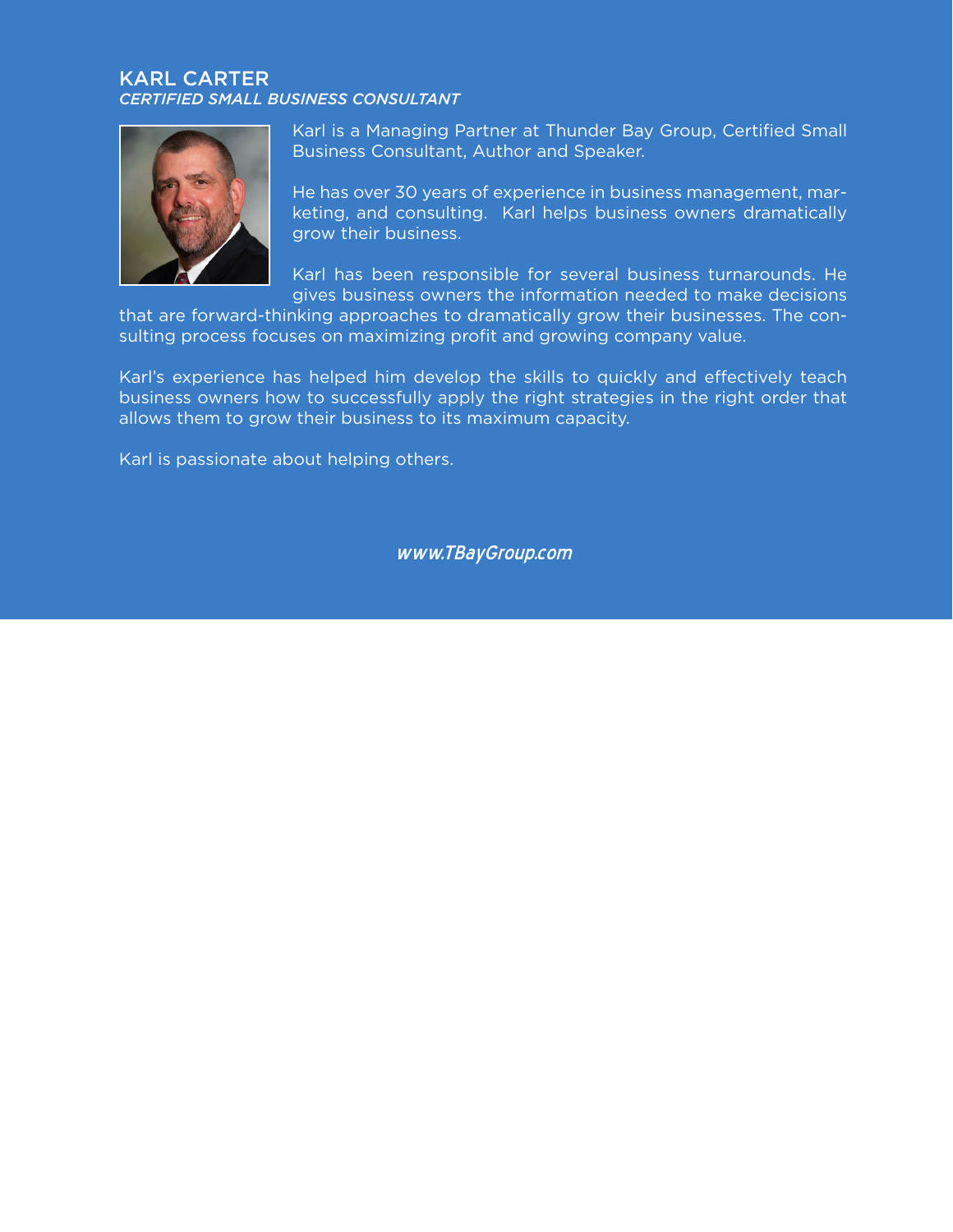## KARL CARTER

*CERTIFIED SMALL BUSINESS CONSULTANT*

Karl is a Managing Partner at Thunder Bay Group, Certified Small Business Consultant, Author and Speaker.

He has over 30 years of experience in business management, marketing, and consulting. Karl helps business owners dramatically grow their business.

Karl has been responsible for several business turnarounds. He gives business owners the information needed to make decisions that are forward-thinking approaches to dramatically grow their businesses. The consulting process focuses on maximizing profit and growing company value.

Karl's experience has helped him develop the skills to quickly and effectively teach business owners how to successfully apply the right strategies in the right order that allows them to grow their business to its maximum capacity.

Karl is passionate about helping others.

*www.TBayGroup.com*